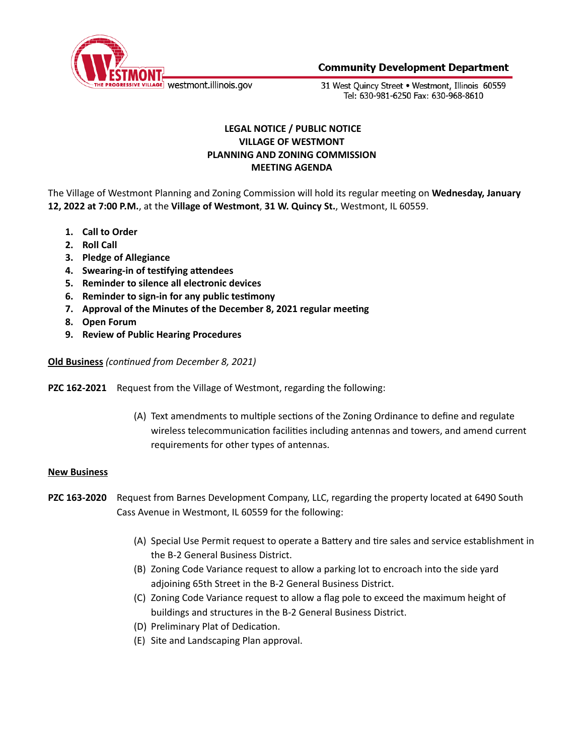**Community Development Department**

westmont.illinois.gov

31 West Quincy Street • Westmont, Illinois 60559
Tel: 630-981-6250 Fax: 630-968-8610

# LEGAL NOTICE / PUBLIC NOTICE
# VILLAGE OF WESTMONT
# PLANNING AND ZONING COMMISSION
# MEETING AGENDA

The Village of Westmont Planning and Zoning Commission will hold its regular meeting on **Wednesday, January 12, 2022 at 7:00 P.M.**, at the **Village of Westmont**, **31 W. Quincy St.**, Westmont, IL 60559.

1. **Call to Order**
2. **Roll Call**
3. **Pledge of Allegiance**
4. **Swearing-in of testifying attendees**
5. **Reminder to silence all electronic devices**
6. **Reminder to sign-in for any public testimony**
7. **Approval of the Minutes of the December 8, 2021 regular meeting**
8. **Open Forum**
9. **Review of Public Hearing Procedures**

**Old Business** *(continued from December 8, 2021)*

**PZC 162-2021** Request from the Village of Westmont, regarding the following:

(A) Text amendments to multiple sections of the Zoning Ordinance to define and regulate wireless telecommunication facilities including antennas and towers, and amend current requirements for other types of antennas.

**New Business**

**PZC 163-2020** Request from Barnes Development Company, LLC, regarding the property located at 6490 South Cass Avenue in Westmont, IL 60559 for the following:

(A) Special Use Permit request to operate a Battery and tire sales and service establishment in the B-2 General Business District.
(B) Zoning Code Variance request to allow a parking lot to encroach into the side yard adjoining 65th Street in the B-2 General Business District.
(C) Zoning Code Variance request to allow a flag pole to exceed the maximum height of buildings and structures in the B-2 General Business District.
(D) Preliminary Plat of Dedication.
(E) Site and Landscaping Plan approval.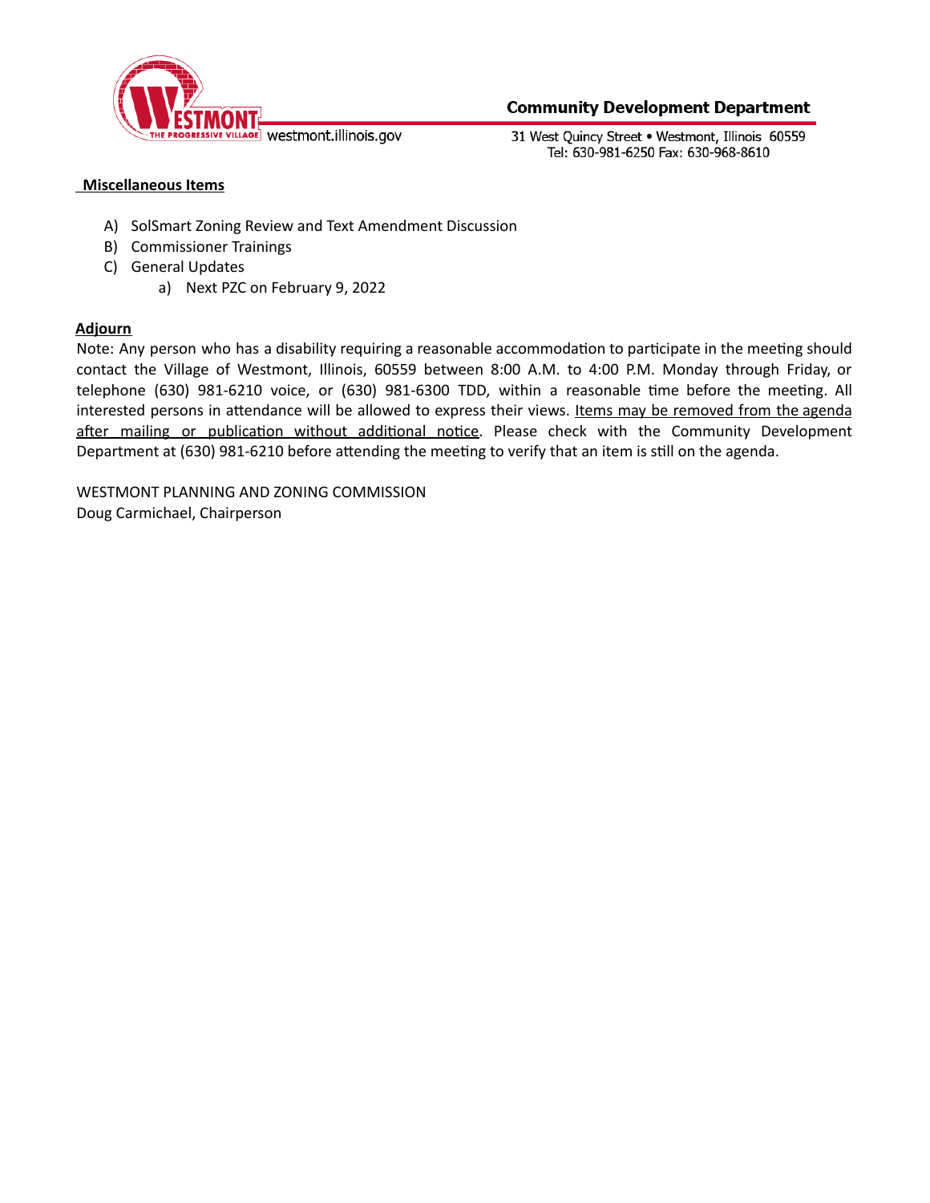**Miscellaneous Items**

A) SolSmart Zoning Review and Text Amendment Discussion
B) Commissioner Trainings
C) General Updates
   a) Next PZC on February 9, 2022

**Adjourn**

Note: Any person who has a disability requiring a reasonable accommodation to participate in the meeting should contact the Village of Westmont, Illinois, 60559 between 8:00 A.M. to 4:00 P.M. Monday through Friday, or telephone (630) 981-6210 voice, or (630) 981-6300 TDD, within a reasonable time before the meeting. All interested persons in attendance will be allowed to express their views. Items may be removed from the agenda after mailing or publication without additional notice. Please check with the Community Development Department at (630) 981-6210 before attending the meeting to verify that an item is still on the agenda.

WESTMONT PLANNING AND ZONING COMMISSION
Doug Carmichael, Chairperson